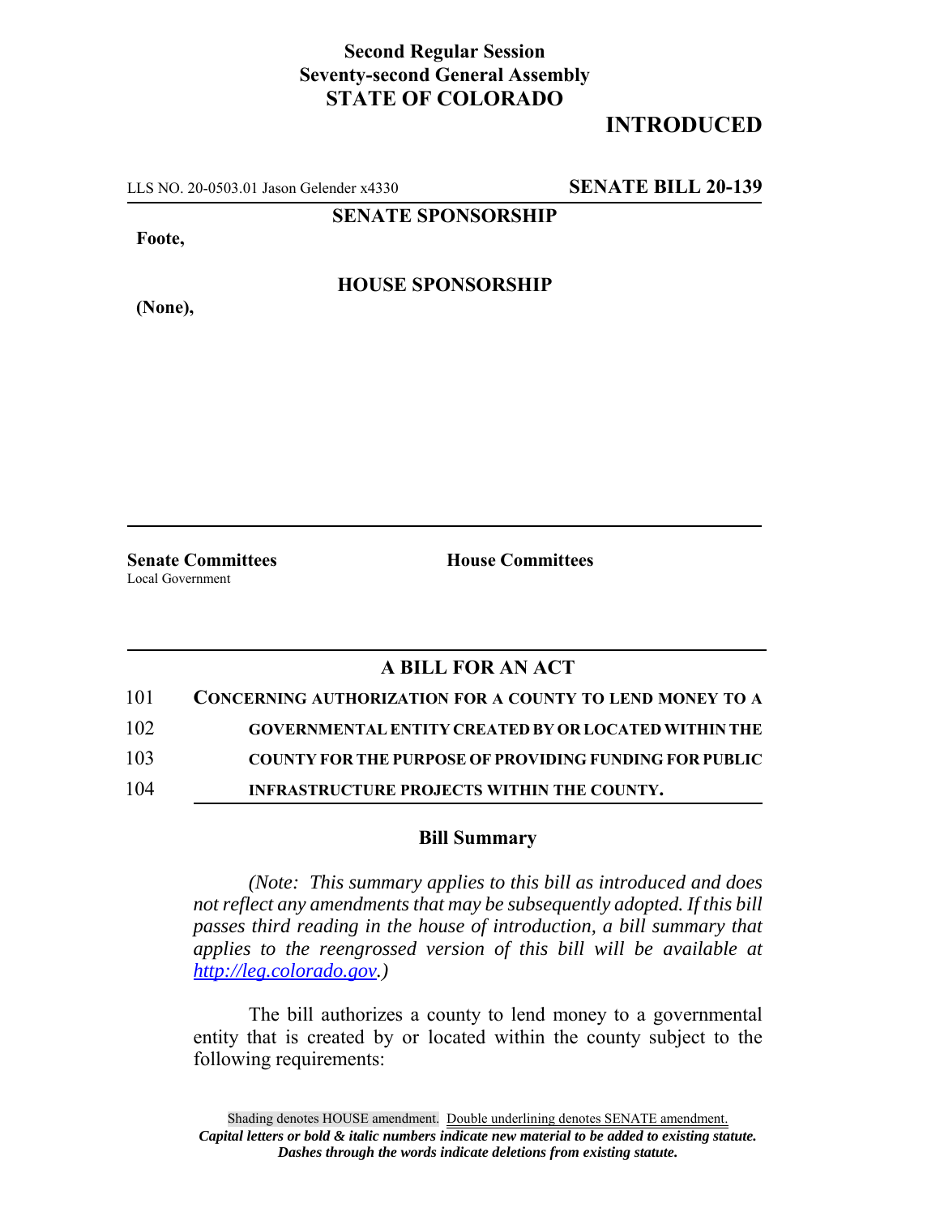**Second Regular Session**
**Seventy-second General Assembly**
**STATE OF COLORADO**

# INTRODUCTED

LLS NO. 20-0503.01 Jason Gelender x4330 **SENATE BILL 20-139**

**SENATE SPONSORSHIP**

**Foote,**

**HOUSE SPONSORSHIP**

**(None),**

**Senate Committees**
Local Government

**House Committees**

## A BILL FOR AN ACT

101 **CONCERNING AUTHORIZATION FOR A COUNTY TO LEND MONEY TO A**
102 **GOVERNMENTAL ENTITY CREATED BY OR LOCATED WITHIN THE**
103 **COUNTY FOR THE PURPOSE OF PROVIDING FUNDING FOR PUBLIC**
104 **INFRASTRUCTURE PROJECTS WITHIN THE COUNTY.**

### Bill Summary

*(Note: This summary applies to this bill as introduced and does not reflect any amendments that may be subsequently adopted. If this bill passes third reading in the house of introduction, a bill summary that applies to the reengrossed version of this bill will be available at http://leg.colorado.gov.)*

The bill authorizes a county to lend money to a governmental entity that is created by or located within the county subject to the following requirements:

Shading denotes HOUSE amendment. Double underlining denotes SENATE amendment.
***Capital letters or bold & italic numbers indicate new material to be added to existing statute.***
***Dashes through the words indicate deletions from existing statute.***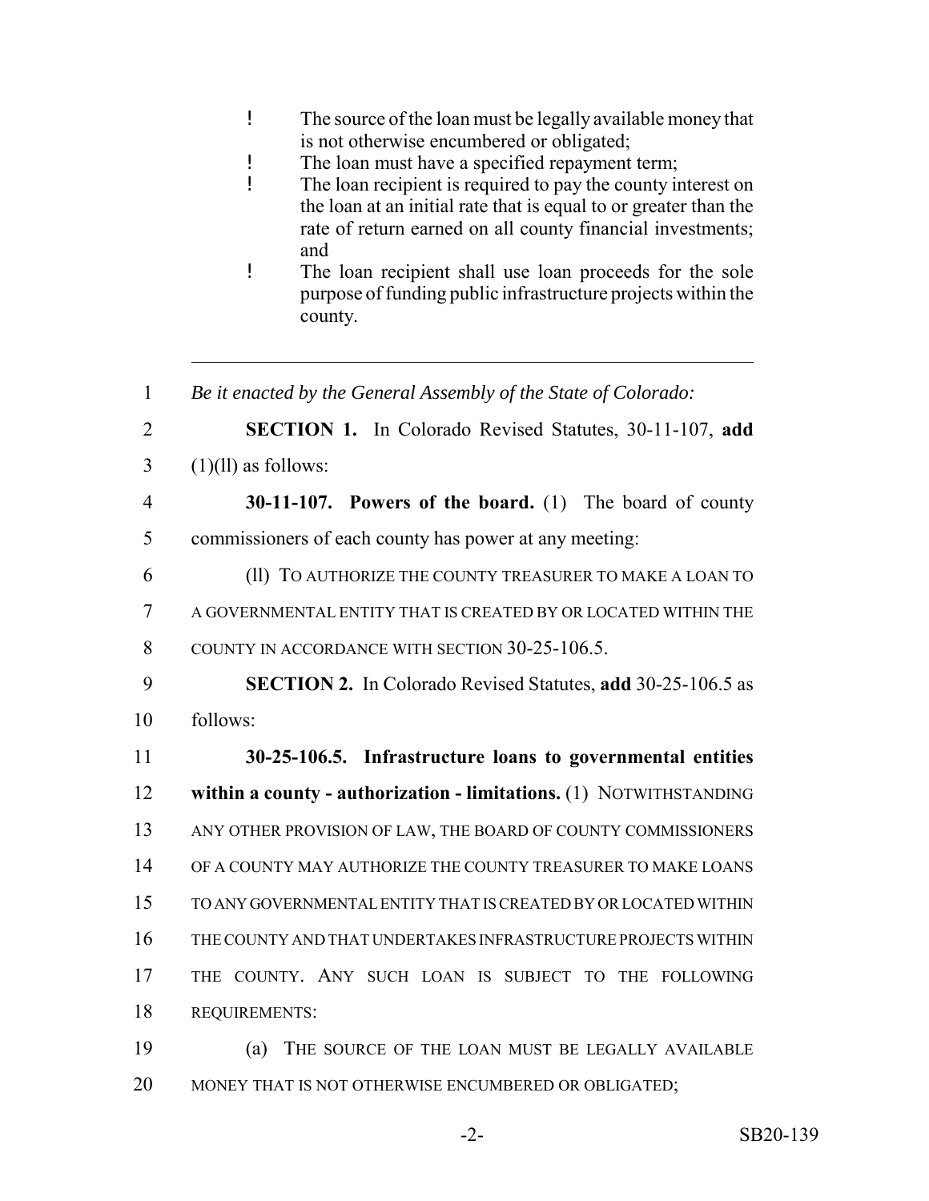- The source of the loan must be legally available money that is not otherwise encumbered or obligated;
- The loan must have a specified repayment term;
- The loan recipient is required to pay the county interest on the loan at an initial rate that is equal to or greater than the rate of return earned on all county financial investments; and
- The loan recipient shall use loan proceeds for the sole purpose of funding public infrastructure projects within the county.

---

1 *Be it enacted by the General Assembly of the State of Colorado:*

2 **SECTION 1.** In Colorado Revised Statutes, 30-11-107, **add**
3 (1)(ll) as follows:

4 **30-11-107. Powers of the board.** (1) The board of county
5 commissioners of each county has power at any meeting:

6 (ll) TO AUTHORIZE THE COUNTY TREASURER TO MAKE A LOAN TO
7 A GOVERNMENTAL ENTITY THAT IS CREATED BY OR LOCATED WITHIN THE
8 COUNTY IN ACCORDANCE WITH SECTION 30-25-106.5.

9 **SECTION 2.** In Colorado Revised Statutes, **add** 30-25-106.5 as
10 follows:

11 **30-25-106.5. Infrastructure loans to governmental entities**
12 **within a county - authorization - limitations.** (1) NOTWITHSTANDING
13 ANY OTHER PROVISION OF LAW, THE BOARD OF COUNTY COMMISSIONERS
14 OF A COUNTY MAY AUTHORIZE THE COUNTY TREASURER TO MAKE LOANS
15 TO ANY GOVERNMENTAL ENTITY THAT IS CREATED BY OR LOCATED WITHIN
16 THE COUNTY AND THAT UNDERTAKES INFRASTRUCTURE PROJECTS WITHIN
17 THE COUNTY. ANY SUCH LOAN IS SUBJECT TO THE FOLLOWING
18 REQUIREMENTS:

19 (a) THE SOURCE OF THE LOAN MUST BE LEGALLY AVAILABLE
20 MONEY THAT IS NOT OTHERWISE ENCUMBERED OR OBLIGATED;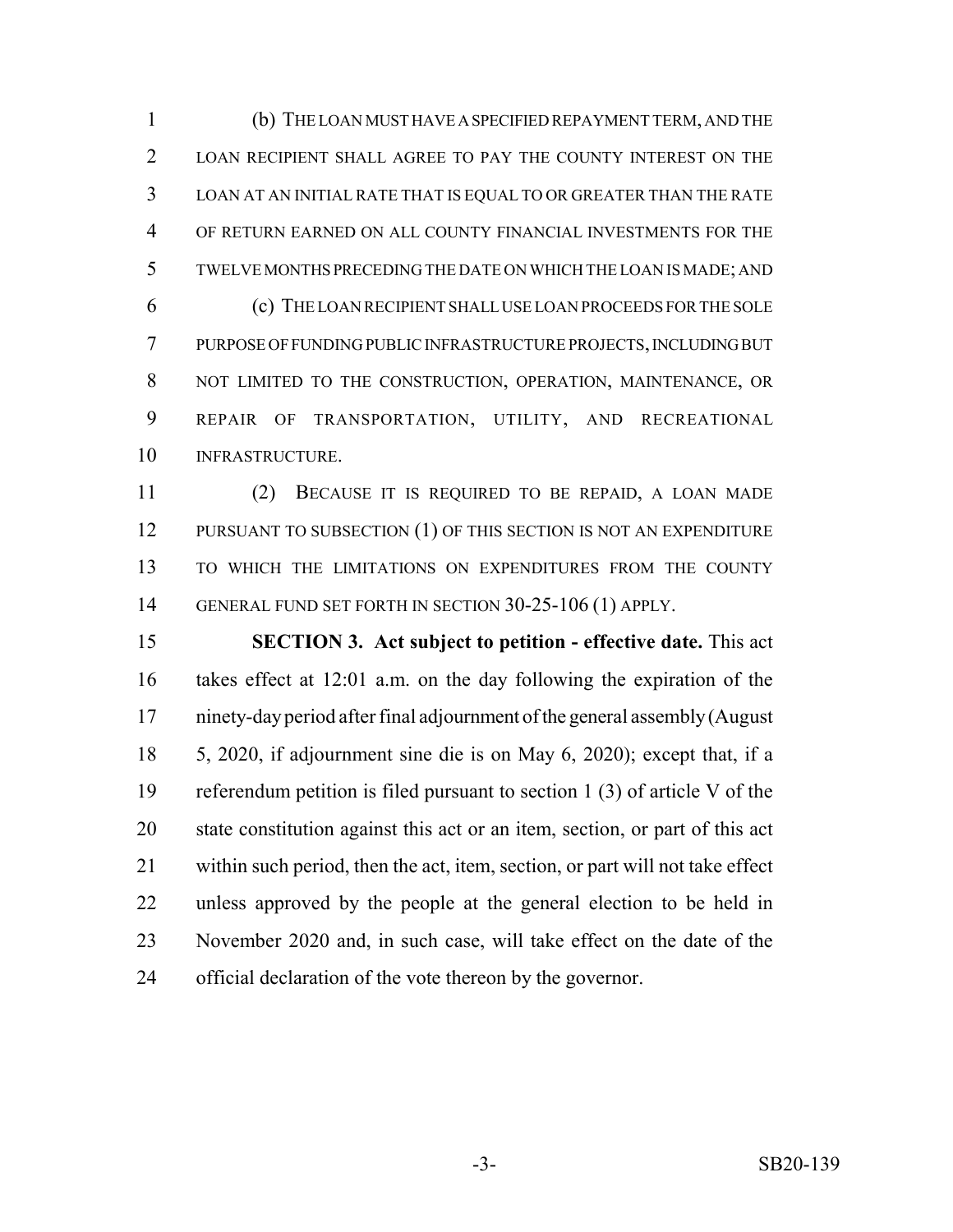(b) THE LOAN MUST HAVE A SPECIFIED REPAYMENT TERM, AND THE LOAN RECIPIENT SHALL AGREE TO PAY THE COUNTY INTEREST ON THE LOAN AT AN INITIAL RATE THAT IS EQUAL TO OR GREATER THAN THE RATE OF RETURN EARNED ON ALL COUNTY FINANCIAL INVESTMENTS FOR THE TWELVE MONTHS PRECEDING THE DATE ON WHICH THE LOAN IS MADE; AND

(c) THE LOAN RECIPIENT SHALL USE LOAN PROCEEDS FOR THE SOLE PURPOSE OF FUNDING PUBLIC INFRASTRUCTURE PROJECTS, INCLUDING BUT NOT LIMITED TO THE CONSTRUCTION, OPERATION, MAINTENANCE, OR REPAIR OF TRANSPORTATION, UTILITY, AND RECREATIONAL INFRASTRUCTURE.

(2) BECAUSE IT IS REQUIRED TO BE REPAID, A LOAN MADE PURSUANT TO SUBSECTION (1) OF THIS SECTION IS NOT AN EXPENDITURE TO WHICH THE LIMITATIONS ON EXPENDITURES FROM THE COUNTY GENERAL FUND SET FORTH IN SECTION 30-25-106 (1) APPLY.

**SECTION 3. Act subject to petition - effective date.** This act takes effect at 12:01 a.m. on the day following the expiration of the ninety-day period after final adjournment of the general assembly (August 5, 2020, if adjournment sine die is on May 6, 2020); except that, if a referendum petition is filed pursuant to section 1 (3) of article V of the state constitution against this act or an item, section, or part of this act within such period, then the act, item, section, or part will not take effect unless approved by the people at the general election to be held in November 2020 and, in such case, will take effect on the date of the official declaration of the vote thereon by the governor.